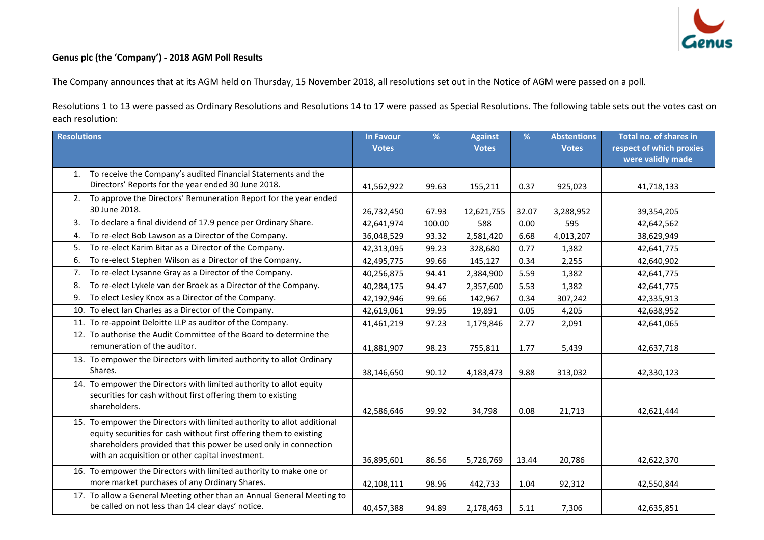**Genus plc (the 'Company') - 2018 AGM Poll Results**

The Company announces that at its AGM held on Thursday, 15 November 2018, all resolutions set out in the Notice of AGM were passed on a poll.

Resolutions 1 to 13 were passed as Ordinary Resolutions and Resolutions 14 to 17 were passed as Special Resolutions. The following table sets out the votes cast on each resolution:

| Resolutions | In Favour Votes | % | Against Votes | % | Abstentions Votes | Total no. of shares in respect of which proxies were validly made |
|---|---|---|---|---|---|---|
| 1. To receive the Company's audited Financial Statements and the Directors' Reports for the year ended 30 June 2018. | 41,562,922 | 99.63 | 155,211 | 0.37 | 925,023 | 41,718,133 |
| 2. To approve the Directors' Remuneration Report for the year ended 30 June 2018. | 26,732,450 | 67.93 | 12,621,755 | 32.07 | 3,288,952 | 39,354,205 |
| 3. To declare a final dividend of 17.9 pence per Ordinary Share. | 42,641,974 | 100.00 | 588 | 0.00 | 595 | 42,642,562 |
| 4. To re-elect Bob Lawson as a Director of the Company. | 36,048,529 | 93.32 | 2,581,420 | 6.68 | 4,013,207 | 38,629,949 |
| 5. To re-elect Karim Bitar as a Director of the Company. | 42,313,095 | 99.23 | 328,680 | 0.77 | 1,382 | 42,641,775 |
| 6. To re-elect Stephen Wilson as a Director of the Company. | 42,495,775 | 99.66 | 145,127 | 0.34 | 2,255 | 42,640,902 |
| 7. To re-elect Lysanne Gray as a Director of the Company. | 40,256,875 | 94.41 | 2,384,900 | 5.59 | 1,382 | 42,641,775 |
| 8. To re-elect Lykele van der Broek as a Director of the Company. | 40,284,175 | 94.47 | 2,357,600 | 5.53 | 1,382 | 42,641,775 |
| 9. To elect Lesley Knox as a Director of the Company. | 42,192,946 | 99.66 | 142,967 | 0.34 | 307,242 | 42,335,913 |
| 10. To elect Ian Charles as a Director of the Company. | 42,619,061 | 99.95 | 19,891 | 0.05 | 4,205 | 42,638,952 |
| 11. To re-appoint Deloitte LLP as auditor of the Company. | 41,461,219 | 97.23 | 1,179,846 | 2.77 | 2,091 | 42,641,065 |
| 12. To authorise the Audit Committee of the Board to determine the remuneration of the auditor. | 41,881,907 | 98.23 | 755,811 | 1.77 | 5,439 | 42,637,718 |
| 13. To empower the Directors with limited authority to allot Ordinary Shares. | 38,146,650 | 90.12 | 4,183,473 | 9.88 | 313,032 | 42,330,123 |
| 14. To empower the Directors with limited authority to allot equity securities for cash without first offering them to existing shareholders. | 42,586,646 | 99.92 | 34,798 | 0.08 | 21,713 | 42,621,444 |
| 15. To empower the Directors with limited authority to allot additional equity securities for cash without first offering them to existing shareholders provided that this power be used only in connection with an acquisition or other capital investment. | 36,895,601 | 86.56 | 5,726,769 | 13.44 | 20,786 | 42,622,370 |
| 16. To empower the Directors with limited authority to make one or more market purchases of any Ordinary Shares. | 42,108,111 | 98.96 | 442,733 | 1.04 | 92,312 | 42,550,844 |
| 17. To allow a General Meeting other than an Annual General Meeting to be called on not less than 14 clear days' notice. | 40,457,388 | 94.89 | 2,178,463 | 5.11 | 7,306 | 42,635,851 |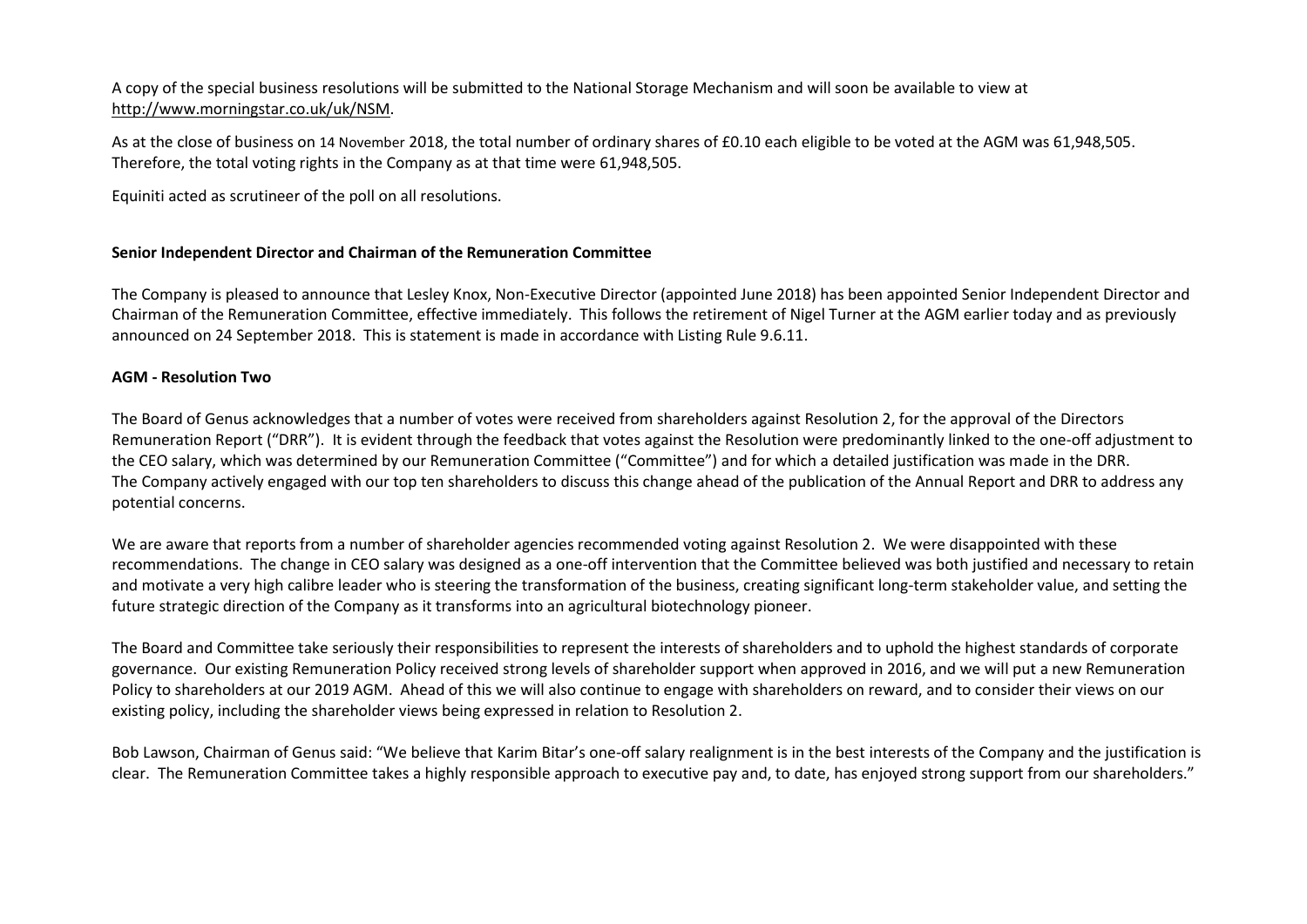A copy of the special business resolutions will be submitted to the National Storage Mechanism and will soon be available to view at http://www.morningstar.co.uk/uk/NSM.

As at the close of business on 14 November 2018, the total number of ordinary shares of £0.10 each eligible to be voted at the AGM was 61,948,505. Therefore, the total voting rights in the Company as at that time were 61,948,505.

Equiniti acted as scrutineer of the poll on all resolutions.

**Senior Independent Director and Chairman of the Remuneration Committee**

The Company is pleased to announce that Lesley Knox, Non-Executive Director (appointed June 2018) has been appointed Senior Independent Director and Chairman of the Remuneration Committee, effective immediately. This follows the retirement of Nigel Turner at the AGM earlier today and as previously announced on 24 September 2018. This is statement is made in accordance with Listing Rule 9.6.11.

**AGM - Resolution Two**

The Board of Genus acknowledges that a number of votes were received from shareholders against Resolution 2, for the approval of the Directors Remuneration Report ("DRR"). It is evident through the feedback that votes against the Resolution were predominantly linked to the one-off adjustment to the CEO salary, which was determined by our Remuneration Committee ("Committee") and for which a detailed justification was made in the DRR. The Company actively engaged with our top ten shareholders to discuss this change ahead of the publication of the Annual Report and DRR to address any potential concerns.

We are aware that reports from a number of shareholder agencies recommended voting against Resolution 2. We were disappointed with these recommendations. The change in CEO salary was designed as a one-off intervention that the Committee believed was both justified and necessary to retain and motivate a very high calibre leader who is steering the transformation of the business, creating significant long-term stakeholder value, and setting the future strategic direction of the Company as it transforms into an agricultural biotechnology pioneer.

The Board and Committee take seriously their responsibilities to represent the interests of shareholders and to uphold the highest standards of corporate governance. Our existing Remuneration Policy received strong levels of shareholder support when approved in 2016, and we will put a new Remuneration Policy to shareholders at our 2019 AGM. Ahead of this we will also continue to engage with shareholders on reward, and to consider their views on our existing policy, including the shareholder views being expressed in relation to Resolution 2.

Bob Lawson, Chairman of Genus said: "We believe that Karim Bitar's one-off salary realignment is in the best interests of the Company and the justification is clear. The Remuneration Committee takes a highly responsible approach to executive pay and, to date, has enjoyed strong support from our shareholders."